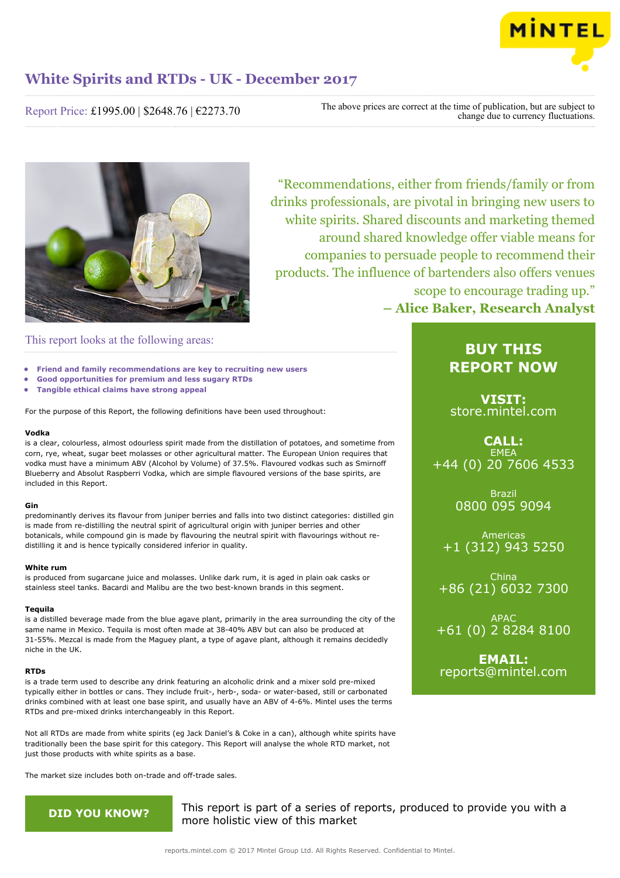# White Spirits and RTDs - UK - December 2017

Report Price: £1995.00 | $2648.76 | €2273.70

The above prices are correct at the time of publication, but are subject to change due to currency fluctuations.

"Recommendations, either from friends/family or from drinks professionals, are pivotal in bringing new users to white spirits. Shared discounts and marketing themed around shared knowledge offer viable means for companies to persuade people to recommend their products. The influence of bartenders also offers venues scope to encourage trading up."
**– Alice Baker, Research Analyst**

## This report looks at the following areas:

- **Friend and family recommendations are key to recruiting new users**
- **Good opportunities for premium and less sugary RTDs**
- **Tangible ethical claims have strong appeal**

For the purpose of this Report, the following definitions have been used throughout:

**Vodka**

is a clear, colourless, almost odourless spirit made from the distillation of potatoes, and sometime from corn, rye, wheat, sugar beet molasses or other agricultural matter. The European Union requires that vodka must have a minimum ABV (Alcohol by Volume) of 37.5%. Flavoured vodkas such as Smirnoff Blueberry and Absolut Raspberri Vodka, which are simple flavoured versions of the base spirits, are included in this Report.

**Gin**

predominantly derives its flavour from juniper berries and falls into two distinct categories: distilled gin is made from re-distilling the neutral spirit of agricultural origin with juniper berries and other botanicals, while compound gin is made by flavouring the neutral spirit with flavourings without re-distilling it and is hence typically considered inferior in quality.

**White rum**

is produced from sugarcane juice and molasses. Unlike dark rum, it is aged in plain oak casks or stainless steel tanks. Bacardi and Malibu are the two best-known brands in this segment.

**Tequila**

is a distilled beverage made from the blue agave plant, primarily in the area surrounding the city of the same name in Mexico. Tequila is most often made at 38-40% ABV but can also be produced at 31-55%. Mezcal is made from the Maguey plant, a type of agave plant, although it remains decidedly niche in the UK.

**RTDs**

is a trade term used to describe any drink featuring an alcoholic drink and a mixer sold pre-mixed typically either in bottles or cans. They include fruit-, herb-, soda- or water-based, still or carbonated drinks combined with at least one base spirit, and usually have an ABV of 4-6%. Mintel uses the terms RTDs and pre-mixed drinks interchangeably in this Report.

Not all RTDs are made from white spirits (eg Jack Daniel's & Coke in a can), although white spirits have traditionally been the base spirit for this category. This Report will analyse the whole RTD market, not just those products with white spirits as a base.

The market size includes both on-trade and off-trade sales.

## BUY THIS REPORT NOW

**VISIT:**
store.mintel.com

**CALL:**
EMEA
+44 (0) 20 7606 4533

Brazil
0800 095 9094

Americas
+1 (312) 943 5250

China
+86 (21) 6032 7300

APAC
+61 (0) 2 8284 8100

**EMAIL:**
reports@mintel.com

**DID YOU KNOW?**

This report is part of a series of reports, produced to provide you with a more holistic view of this market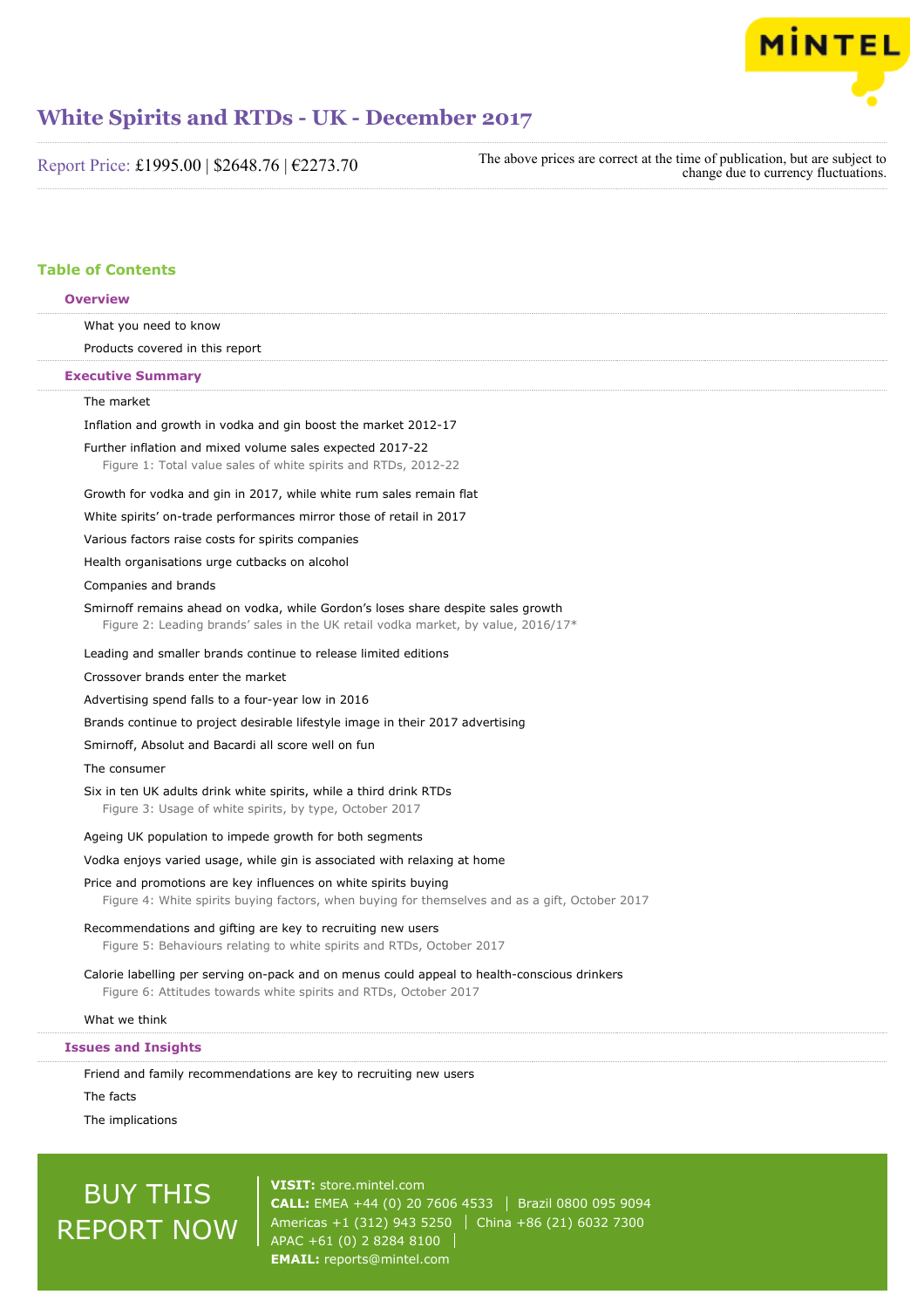# White Spirits and RTDs - UK - December 2017

Report Price: £1995.00 | $2648.76 | €2273.70

The above prices are correct at the time of publication, but are subject to change due to currency fluctuations.

## Table of Contents

### Overview

What you need to know

Products covered in this report

### Executive Summary

The market

Inflation and growth in vodka and gin boost the market 2012-17

Further inflation and mixed volume sales expected 2017-22

Figure 1: Total value sales of white spirits and RTDs, 2012-22

Growth for vodka and gin in 2017, while white rum sales remain flat

White spirits' on-trade performances mirror those of retail in 2017

Various factors raise costs for spirits companies

Health organisations urge cutbacks on alcohol

Companies and brands

Smirnoff remains ahead on vodka, while Gordon's loses share despite sales growth

Figure 2: Leading brands' sales in the UK retail vodka market, by value, 2016/17*

Leading and smaller brands continue to release limited editions

Crossover brands enter the market

Advertising spend falls to a four-year low in 2016

Brands continue to project desirable lifestyle image in their 2017 advertising

Smirnoff, Absolut and Bacardi all score well on fun

The consumer

Six in ten UK adults drink white spirits, while a third drink RTDs

Figure 3: Usage of white spirits, by type, October 2017

Ageing UK population to impede growth for both segments

Vodka enjoys varied usage, while gin is associated with relaxing at home

Price and promotions are key influences on white spirits buying

Figure 4: White spirits buying factors, when buying for themselves and as a gift, October 2017

Recommendations and gifting are key to recruiting new users

Figure 5: Behaviours relating to white spirits and RTDs, October 2017

Calorie labelling per serving on-pack and on menus could appeal to health-conscious drinkers

Figure 6: Attitudes towards white spirits and RTDs, October 2017

What we think

### Issues and Insights

Friend and family recommendations are key to recruiting new users

The facts

The implications

BUY THIS REPORT NOW

**VISIT:** store.mintel.com
**CALL:** EMEA +44 (0) 20 7606 4533 | Brazil 0800 095 9094
Americas +1 (312) 943 5250 | China +86 (21) 6032 7300
APAC +61 (0) 2 8284 8100
**EMAIL:** reports@mintel.com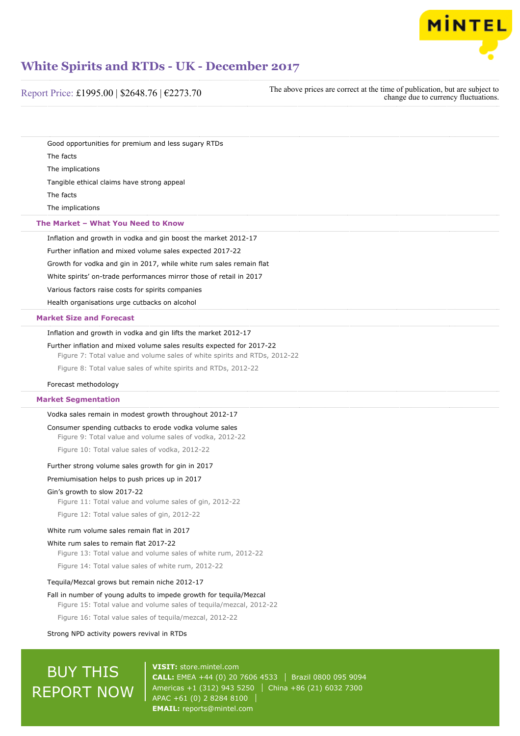Good opportunities for premium and less sugary RTDs

The facts

The implications

Tangible ethical claims have strong appeal

The facts

The implications

## The Market – What You Need to Know

Inflation and growth in vodka and gin boost the market 2012-17

Further inflation and mixed volume sales expected 2017-22

Growth for vodka and gin in 2017, while white rum sales remain flat

White spirits' on-trade performances mirror those of retail in 2017

Various factors raise costs for spirits companies

Health organisations urge cutbacks on alcohol

## Market Size and Forecast

Inflation and growth in vodka and gin lifts the market 2012-17

Further inflation and mixed volume sales results expected for 2017-22

Figure 7: Total value and volume sales of white spirits and RTDs, 2012-22

Figure 8: Total value sales of white spirits and RTDs, 2012-22

Forecast methodology

## Market Segmentation

Vodka sales remain in modest growth throughout 2012-17

Consumer spending cutbacks to erode vodka volume sales

Figure 9: Total value and volume sales of vodka, 2012-22

Figure 10: Total value sales of vodka, 2012-22

Further strong volume sales growth for gin in 2017

Premiumisation helps to push prices up in 2017

Gin's growth to slow 2017-22

Figure 11: Total value and volume sales of gin, 2012-22

Figure 12: Total value sales of gin, 2012-22

White rum volume sales remain flat in 2017

White rum sales to remain flat 2017-22

Figure 13: Total value and volume sales of white rum, 2012-22

Figure 14: Total value sales of white rum, 2012-22

Tequila/Mezcal grows but remain niche 2012-17

Fall in number of young adults to impede growth for tequila/Mezcal

Figure 15: Total value and volume sales of tequila/mezcal, 2012-22

Figure 16: Total value sales of tequila/mezcal, 2012-22

Strong NPD activity powers revival in RTDs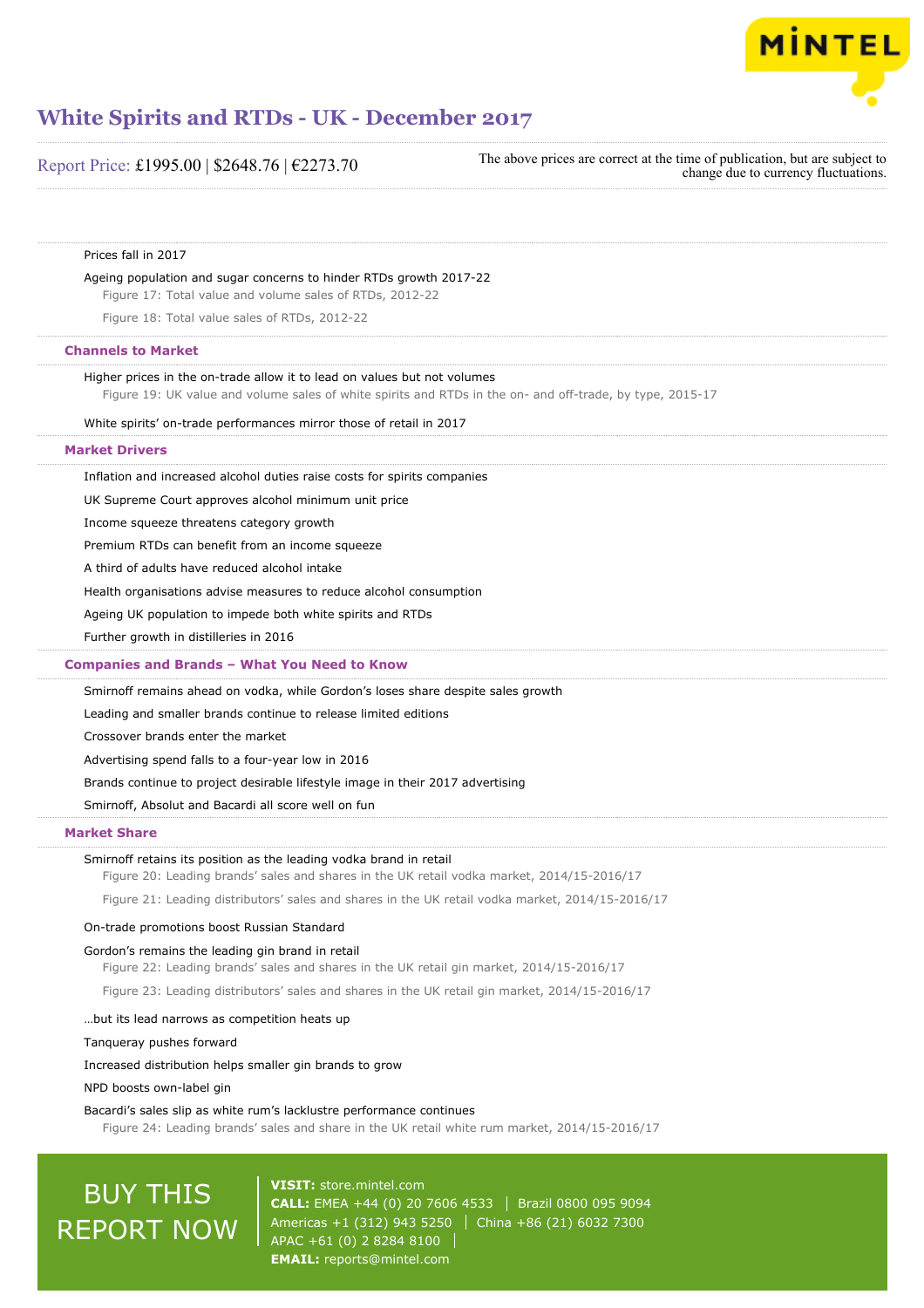Prices fall in 2017

Ageing population and sugar concerns to hinder RTDs growth 2017-22

Figure 17: Total value and volume sales of RTDs, 2012-22

Figure 18: Total value sales of RTDs, 2012-22

## Channels to Market

Higher prices in the on-trade allow it to lead on values but not volumes

Figure 19: UK value and volume sales of white spirits and RTDs in the on- and off-trade, by type, 2015-17

White spirits' on-trade performances mirror those of retail in 2017

## Market Drivers

Inflation and increased alcohol duties raise costs for spirits companies

UK Supreme Court approves alcohol minimum unit price

Income squeeze threatens category growth

Premium RTDs can benefit from an income squeeze

A third of adults have reduced alcohol intake

Health organisations advise measures to reduce alcohol consumption

Ageing UK population to impede both white spirits and RTDs

Further growth in distilleries in 2016

## Companies and Brands – What You Need to Know

Smirnoff remains ahead on vodka, while Gordon's loses share despite sales growth

Leading and smaller brands continue to release limited editions

Crossover brands enter the market

Advertising spend falls to a four-year low in 2016

Brands continue to project desirable lifestyle image in their 2017 advertising

Smirnoff, Absolut and Bacardi all score well on fun

## Market Share

Smirnoff retains its position as the leading vodka brand in retail

Figure 20: Leading brands' sales and shares in the UK retail vodka market, 2014/15-2016/17

Figure 21: Leading distributors' sales and shares in the UK retail vodka market, 2014/15-2016/17

On-trade promotions boost Russian Standard

Gordon's remains the leading gin brand in retail

Figure 22: Leading brands' sales and shares in the UK retail gin market, 2014/15-2016/17

Figure 23: Leading distributors' sales and shares in the UK retail gin market, 2014/15-2016/17

…but its lead narrows as competition heats up

Tanqueray pushes forward

Increased distribution helps smaller gin brands to grow

NPD boosts own-label gin

Bacardi's sales slip as white rum's lacklustre performance continues

Figure 24: Leading brands' sales and share in the UK retail white rum market, 2014/15-2016/17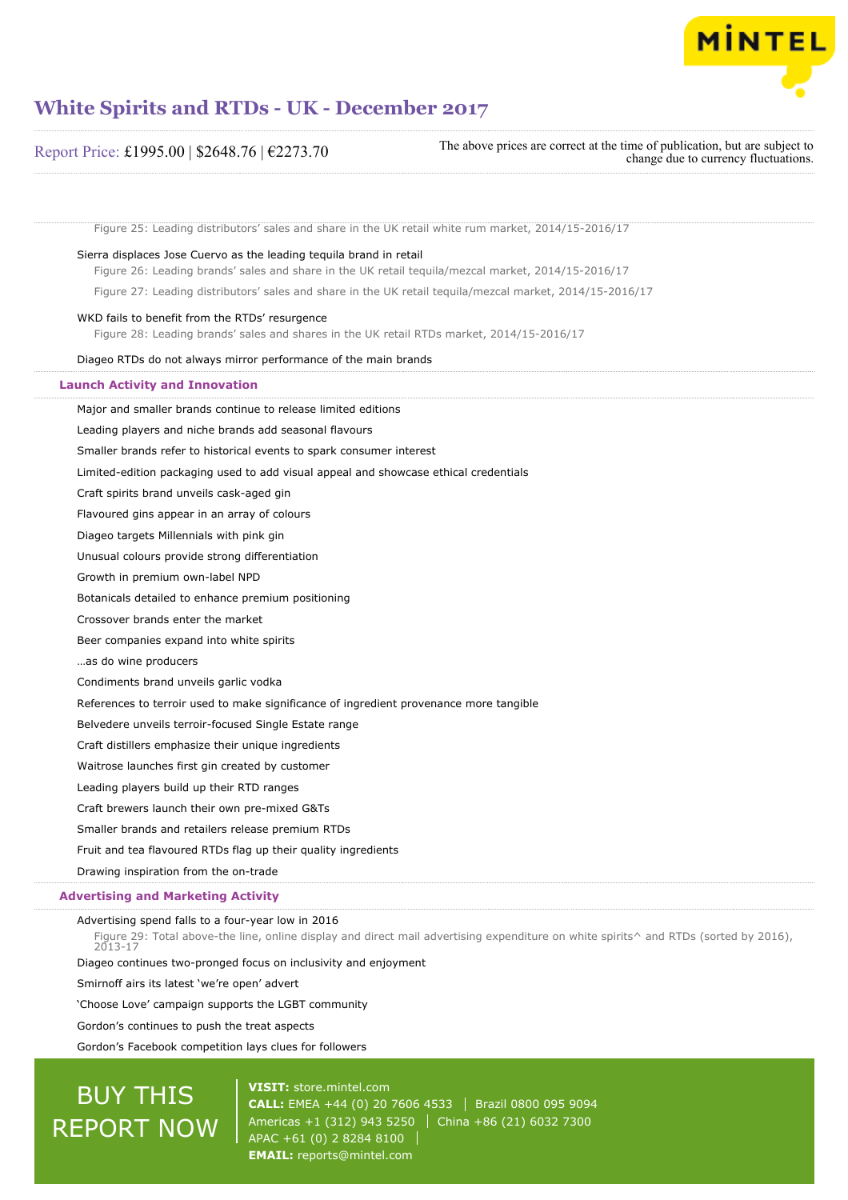Figure 25: Leading distributors' sales and share in the UK retail white rum market, 2014/15-2016/17

Sierra displaces Jose Cuervo as the leading tequila brand in retail

Figure 26: Leading brands' sales and share in the UK retail tequila/mezcal market, 2014/15-2016/17

Figure 27: Leading distributors' sales and share in the UK retail tequila/mezcal market, 2014/15-2016/17

WKD fails to benefit from the RTDs' resurgence

Figure 28: Leading brands' sales and shares in the UK retail RTDs market, 2014/15-2016/17

Diageo RTDs do not always mirror performance of the main brands

## Launch Activity and Innovation

Major and smaller brands continue to release limited editions

Leading players and niche brands add seasonal flavours

Smaller brands refer to historical events to spark consumer interest

Limited-edition packaging used to add visual appeal and showcase ethical credentials

Craft spirits brand unveils cask-aged gin

Flavoured gins appear in an array of colours

Diageo targets Millennials with pink gin

Unusual colours provide strong differentiation

Growth in premium own-label NPD

Botanicals detailed to enhance premium positioning

Crossover brands enter the market

Beer companies expand into white spirits

…as do wine producers

Condiments brand unveils garlic vodka

References to terroir used to make significance of ingredient provenance more tangible

Belvedere unveils terroir-focused Single Estate range

Craft distillers emphasize their unique ingredients

Waitrose launches first gin created by customer

Leading players build up their RTD ranges

Craft brewers launch their own pre-mixed G&Ts

Smaller brands and retailers release premium RTDs

Fruit and tea flavoured RTDs flag up their quality ingredients

Drawing inspiration from the on-trade

## Advertising and Marketing Activity

Advertising spend falls to a four-year low in 2016

Figure 29: Total above-the line, online display and direct mail advertising expenditure on white spirits^ and RTDs (sorted by 2016), 2013-17

Diageo continues two-pronged focus on inclusivity and enjoyment

Smirnoff airs its latest 'we're open' advert

'Choose Love' campaign supports the LGBT community

Gordon's continues to push the treat aspects

Gordon's Facebook competition lays clues for followers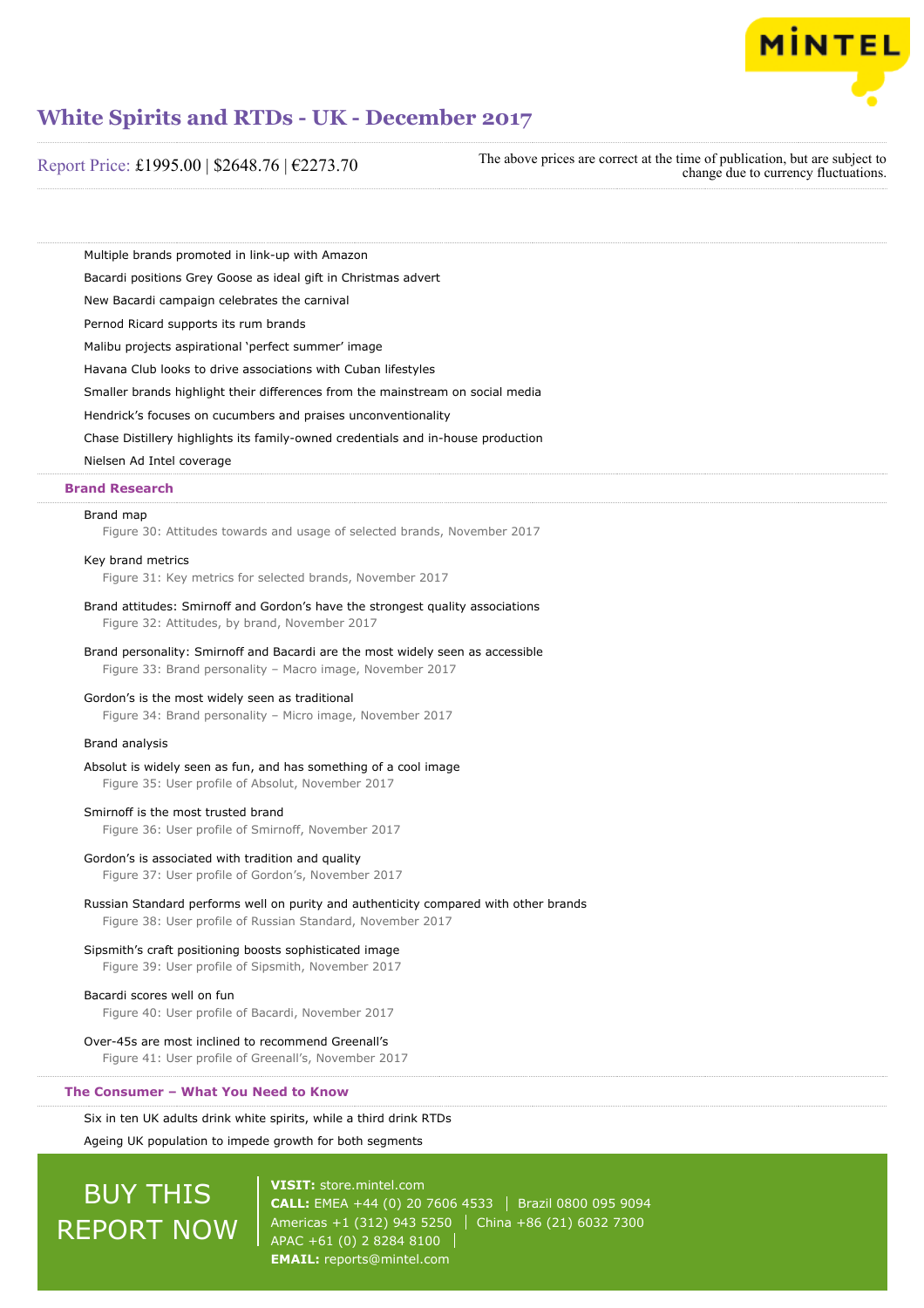Multiple brands promoted in link-up with Amazon

Bacardi positions Grey Goose as ideal gift in Christmas advert

New Bacardi campaign celebrates the carnival

Pernod Ricard supports its rum brands

Malibu projects aspirational 'perfect summer' image

Havana Club looks to drive associations with Cuban lifestyles

Smaller brands highlight their differences from the mainstream on social media

Hendrick's focuses on cucumbers and praises unconventionality

Chase Distillery highlights its family-owned credentials and in-house production

Nielsen Ad Intel coverage

## Brand Research

Brand map

Figure 30: Attitudes towards and usage of selected brands, November 2017

Key brand metrics

Figure 31: Key metrics for selected brands, November 2017

Brand attitudes: Smirnoff and Gordon's have the strongest quality associations

Figure 32: Attitudes, by brand, November 2017

Brand personality: Smirnoff and Bacardi are the most widely seen as accessible

Figure 33: Brand personality – Macro image, November 2017

Gordon's is the most widely seen as traditional

Figure 34: Brand personality – Micro image, November 2017

Brand analysis

Absolut is widely seen as fun, and has something of a cool image

Figure 35: User profile of Absolut, November 2017

Smirnoff is the most trusted brand

Figure 36: User profile of Smirnoff, November 2017

Gordon's is associated with tradition and quality

Figure 37: User profile of Gordon's, November 2017

Russian Standard performs well on purity and authenticity compared with other brands

Figure 38: User profile of Russian Standard, November 2017

Sipsmith's craft positioning boosts sophisticated image

Figure 39: User profile of Sipsmith, November 2017

Bacardi scores well on fun

Figure 40: User profile of Bacardi, November 2017

Over-45s are most inclined to recommend Greenall's

Figure 41: User profile of Greenall's, November 2017

## The Consumer – What You Need to Know

Six in ten UK adults drink white spirits, while a third drink RTDs

Ageing UK population to impede growth for both segments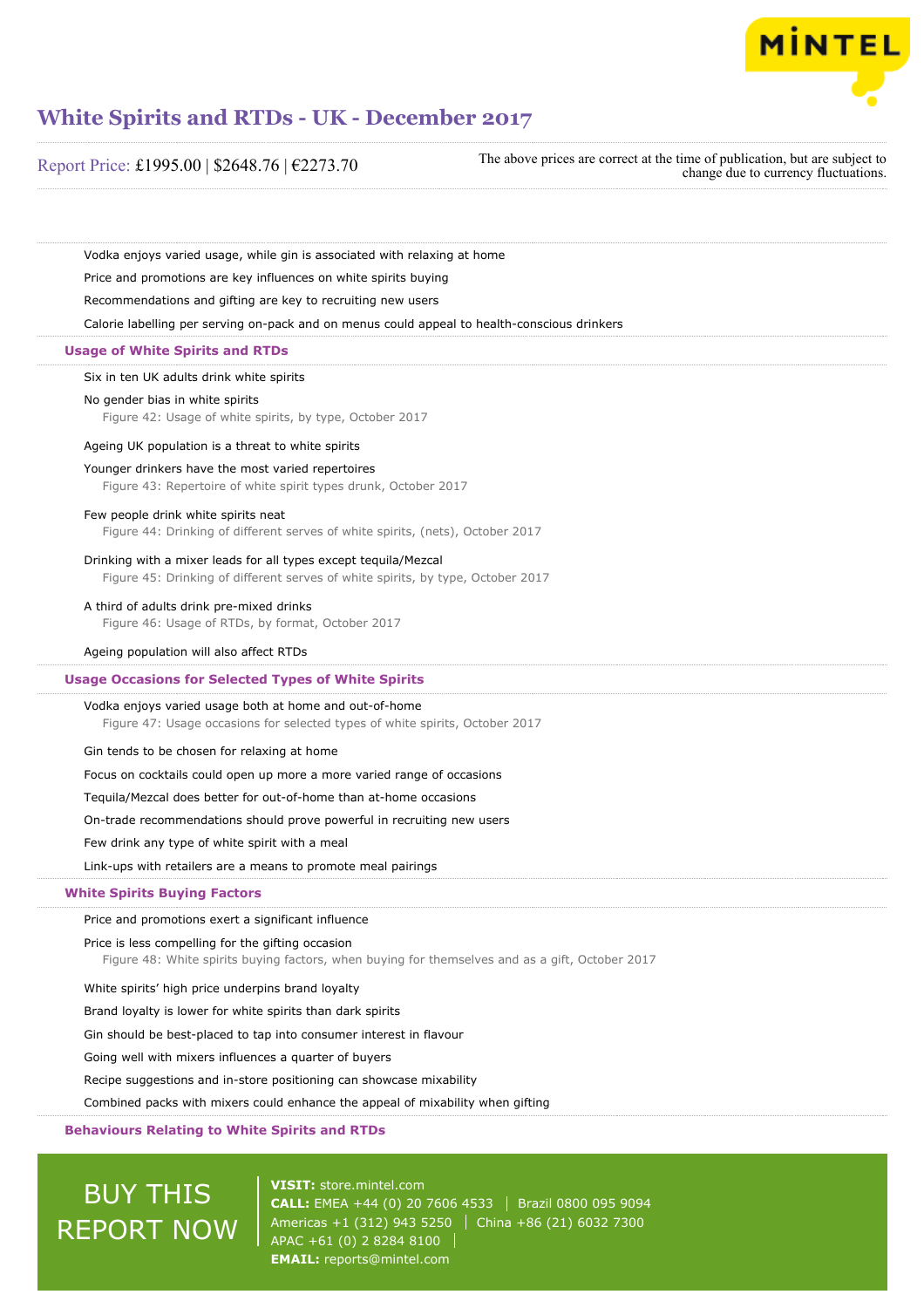Vodka enjoys varied usage, while gin is associated with relaxing at home

Price and promotions are key influences on white spirits buying

Recommendations and gifting are key to recruiting new users

Calorie labelling per serving on-pack and on menus could appeal to health-conscious drinkers

## Usage of White Spirits and RTDs

Six in ten UK adults drink white spirits

No gender bias in white spirits

Figure 42: Usage of white spirits, by type, October 2017

Ageing UK population is a threat to white spirits

Younger drinkers have the most varied repertoires

Figure 43: Repertoire of white spirit types drunk, October 2017

Few people drink white spirits neat

Figure 44: Drinking of different serves of white spirits, (nets), October 2017

Drinking with a mixer leads for all types except tequila/Mezcal

Figure 45: Drinking of different serves of white spirits, by type, October 2017

A third of adults drink pre-mixed drinks

Figure 46: Usage of RTDs, by format, October 2017

Ageing population will also affect RTDs

## Usage Occasions for Selected Types of White Spirits

Vodka enjoys varied usage both at home and out-of-home

Figure 47: Usage occasions for selected types of white spirits, October 2017

Gin tends to be chosen for relaxing at home

Focus on cocktails could open up more a more varied range of occasions

Tequila/Mezcal does better for out-of-home than at-home occasions

On-trade recommendations should prove powerful in recruiting new users

Few drink any type of white spirit with a meal

Link-ups with retailers are a means to promote meal pairings

## White Spirits Buying Factors

Price and promotions exert a significant influence

Price is less compelling for the gifting occasion

Figure 48: White spirits buying factors, when buying for themselves and as a gift, October 2017

White spirits' high price underpins brand loyalty

Brand loyalty is lower for white spirits than dark spirits

Gin should be best-placed to tap into consumer interest in flavour

Going well with mixers influences a quarter of buyers

Recipe suggestions and in-store positioning can showcase mixability

Combined packs with mixers could enhance the appeal of mixability when gifting

## Behaviours Relating to White Spirits and RTDs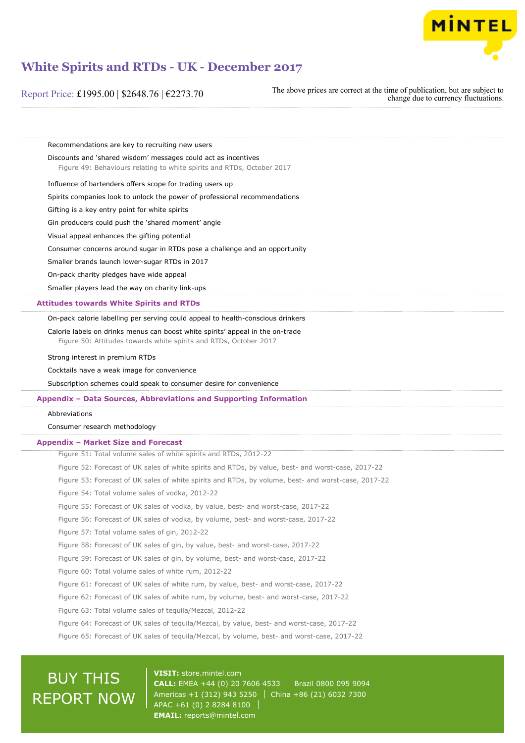Recommendations are key to recruiting new users

Discounts and 'shared wisdom' messages could act as incentives

Figure 49: Behaviours relating to white spirits and RTDs, October 2017

Influence of bartenders offers scope for trading users up

Spirits companies look to unlock the power of professional recommendations

Gifting is a key entry point for white spirits

Gin producers could push the 'shared moment' angle

Visual appeal enhances the gifting potential

Consumer concerns around sugar in RTDs pose a challenge and an opportunity

Smaller brands launch lower-sugar RTDs in 2017

On-pack charity pledges have wide appeal

Smaller players lead the way on charity link-ups

## Attitudes towards White Spirits and RTDs

On-pack calorie labelling per serving could appeal to health-conscious drinkers

Calorie labels on drinks menus can boost white spirits' appeal in the on-trade

Figure 50: Attitudes towards white spirits and RTDs, October 2017

Strong interest in premium RTDs

Cocktails have a weak image for convenience

Subscription schemes could speak to consumer desire for convenience

## Appendix – Data Sources, Abbreviations and Supporting Information

Abbreviations

Consumer research methodology

## Appendix – Market Size and Forecast

Figure 51: Total volume sales of white spirits and RTDs, 2012-22

Figure 52: Forecast of UK sales of white spirits and RTDs, by value, best- and worst-case, 2017-22

Figure 53: Forecast of UK sales of white spirits and RTDs, by volume, best- and worst-case, 2017-22

Figure 54: Total volume sales of vodka, 2012-22

Figure 55: Forecast of UK sales of vodka, by value, best- and worst-case, 2017-22

Figure 56: Forecast of UK sales of vodka, by volume, best- and worst-case, 2017-22

Figure 57: Total volume sales of gin, 2012-22

Figure 58: Forecast of UK sales of gin, by value, best- and worst-case, 2017-22

Figure 59: Forecast of UK sales of gin, by volume, best- and worst-case, 2017-22

Figure 60: Total volume sales of white rum, 2012-22

Figure 61: Forecast of UK sales of white rum, by value, best- and worst-case, 2017-22

Figure 62: Forecast of UK sales of white rum, by volume, best- and worst-case, 2017-22

Figure 63: Total volume sales of tequila/Mezcal, 2012-22

Figure 64: Forecast of UK sales of tequila/Mezcal, by value, best- and worst-case, 2017-22

Figure 65: Forecast of UK sales of tequila/Mezcal, by volume, best- and worst-case, 2017-22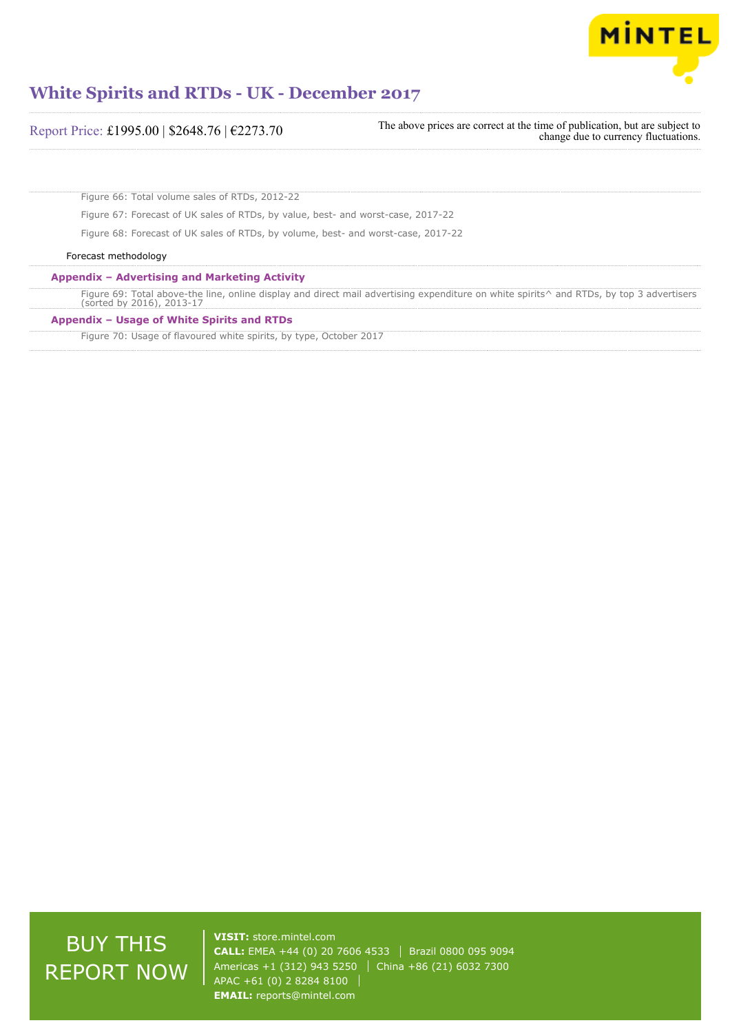Figure 66: Total volume sales of RTDs, 2012-22

Figure 67: Forecast of UK sales of RTDs, by value, best- and worst-case, 2017-22

Figure 68: Forecast of UK sales of RTDs, by volume, best- and worst-case, 2017-22

Forecast methodology

### Appendix – Advertising and Marketing Activity

Figure 69: Total above-the line, online display and direct mail advertising expenditure on white spirits^ and RTDs, by top 3 advertisers (sorted by 2016), 2013-17

### Appendix – Usage of White Spirits and RTDs

Figure 70: Usage of flavoured white spirits, by type, October 2017

BUY THIS REPORT NOW

**VISIT:** store.mintel.com
**CALL:** EMEA +44 (0) 20 7606 4533 | Brazil 0800 095 9094
Americas +1 (312) 943 5250 | China +86 (21) 6032 7300
APAC +61 (0) 2 8284 8100
**EMAIL:** reports@mintel.com